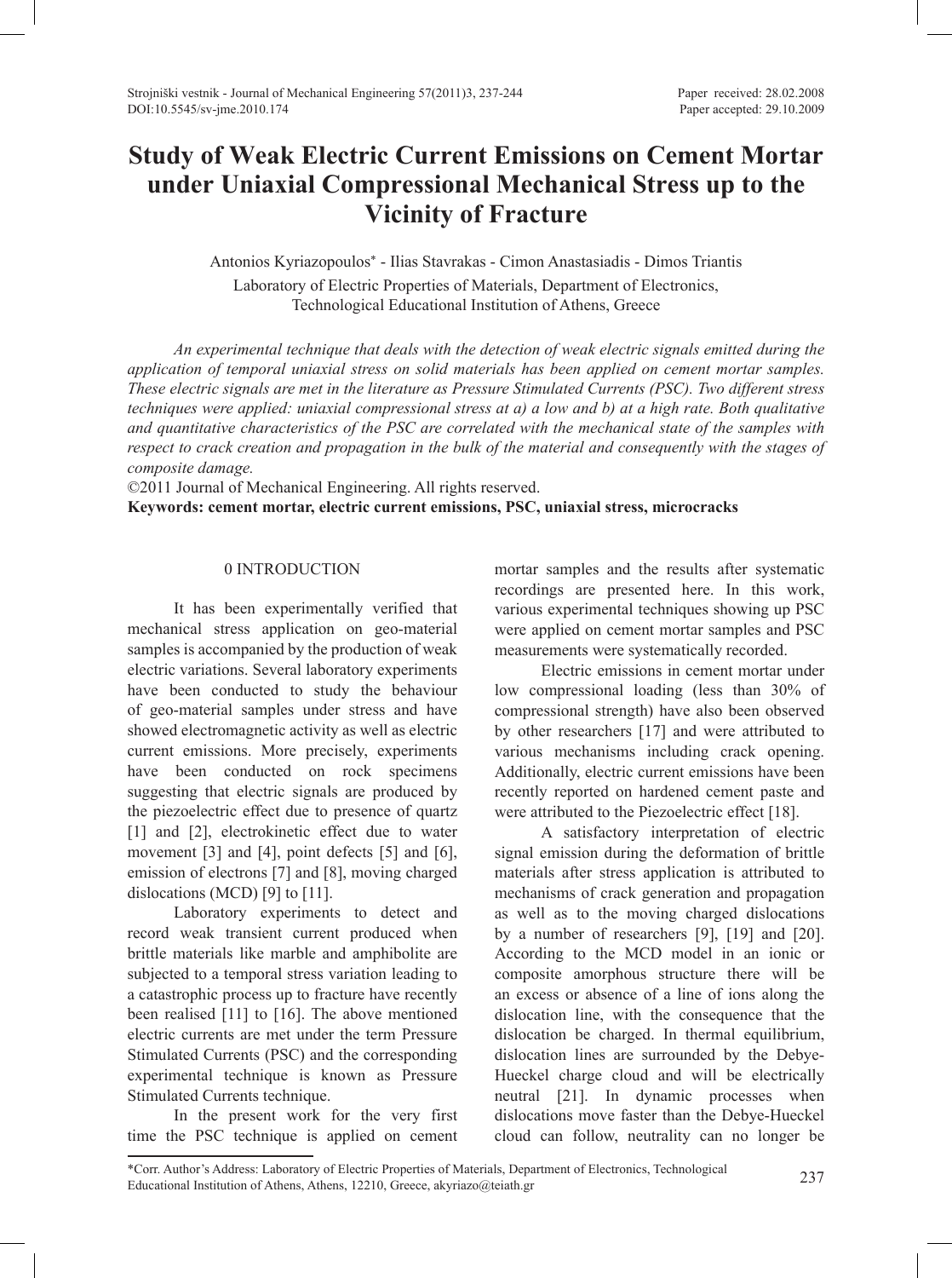# Study of Weak Electric Current Emissions on Cement Mortar under Uniaxial Compressional Mechanical Stress up to the Vicinity of Fracture

Paper received: 28.02.2008
Paper accepted: 29.10.2009

Antonios Kyriazopoulos* - Ilias Stavrakas - Cimon Anastasiadis - Dimos Triantis

Laboratory of Electric Properties of Materials, Department of Electronics, Technological Educational Institution of Athens, Greece

*An experimental technique that deals with the detection of weak electric signals emitted during the application of temporal uniaxial stress on solid materials has been applied on cement mortar samples. These electric signals are met in the literature as Pressure Stimulated Currents (PSC). Two different stress techniques were applied: uniaxial compressional stress at a) a low and b) at a high rate. Both qualitative and quantitative characteristics of the PSC are correlated with the mechanical state of the samples with respect to crack creation and propagation in the bulk of the material and consequently with the stages of composite damage.*

©2011 Journal of Mechanical Engineering. All rights reserved.

**Keywords: cement mortar, electric current emissions, PSC, uniaxial stress, microcracks**

## 0 INTRODUCTION

It has been experimentally verified that mechanical stress application on geo-material samples is accompanied by the production of weak electric variations. Several laboratory experiments have been conducted to study the behaviour of geo-material samples under stress and have showed electromagnetic activity as well as electric current emissions. More precisely, experiments have been conducted on rock specimens suggesting that electric signals are produced by the piezoelectric effect due to presence of quartz [1] and [2], electrokinetic effect due to water movement [3] and [4], point defects [5] and [6], emission of electrons [7] and [8], moving charged dislocations (MCD) [9] to [11].

Laboratory experiments to detect and record weak transient current produced when brittle materials like marble and amphibolite are subjected to a temporal stress variation leading to a catastrophic process up to fracture have recently been realised [11] to [16]. The above mentioned electric currents are met under the term Pressure Stimulated Currents (PSC) and the corresponding experimental technique is known as Pressure Stimulated Currents technique.

In the present work for the very first time the PSC technique is applied on cement mortar samples and the results after systematic recordings are presented here. In this work, various experimental techniques showing up PSC were applied on cement mortar samples and PSC measurements were systematically recorded.

Electric emissions in cement mortar under low compressional loading (less than 30% of compressional strength) have also been observed by other researchers [17] and were attributed to various mechanisms including crack opening. Additionally, electric current emissions have been recently reported on hardened cement paste and were attributed to the Piezoelectric effect [18].

A satisfactory interpretation of electric signal emission during the deformation of brittle materials after stress application is attributed to mechanisms of crack generation and propagation as well as to the moving charged dislocations by a number of researchers [9], [19] and [20]. According to the MCD model in an ionic or composite amorphous structure there will be an excess or absence of a line of ions along the dislocation line, with the consequence that the dislocation be charged. In thermal equilibrium, dislocation lines are surrounded by the Debye-Hueckel charge cloud and will be electrically neutral [21]. In dynamic processes when dislocations move faster than the Debye-Hueckel cloud can follow, neutrality can no longer be

*Corr. Author's Address: Laboratory of Electric Properties of Materials, Department of Electronics, Technological Educational Institution of Athens, Athens, 12210, Greece, akyriazo@teiath.gr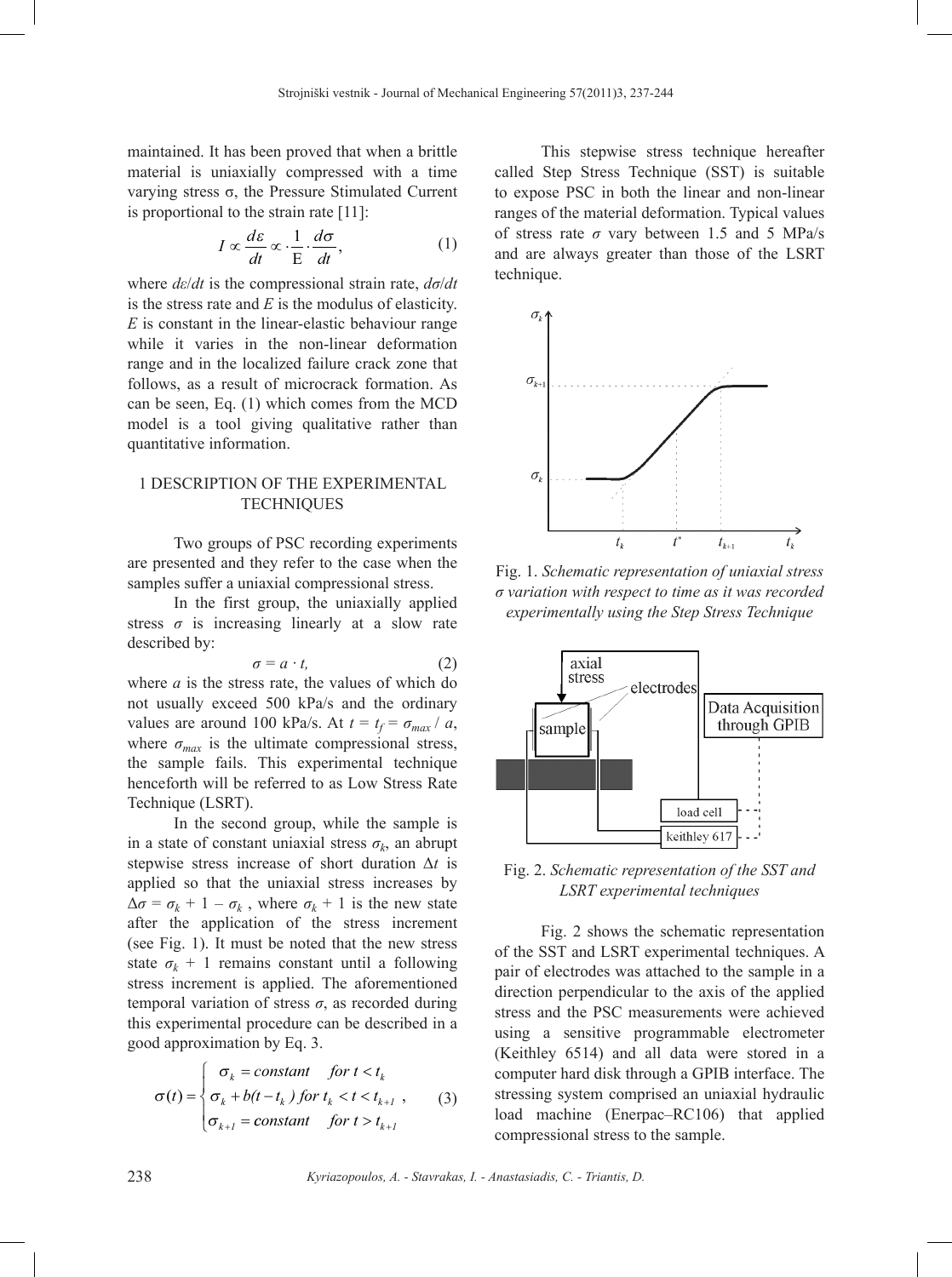maintained. It has been proved that when a brittle material is uniaxially compressed with a time varying stress σ, the Pressure Stimulated Current is proportional to the strain rate [11]:

$$I \propto \frac{d\varepsilon}{dt} \propto \cdot \frac{1}{\mathrm{E}} \cdot \frac{d\sigma}{dt}, \tag{1}$$

where $d\varepsilon/dt$ is the compressional strain rate, $d\sigma/dt$ is the stress rate and $E$ is the modulus of elasticity. $E$ is constant in the linear-elastic behaviour range while it varies in the non-linear deformation range and in the localized failure crack zone that follows, as a result of microcrack formation. As can be seen, Eq. (1) which comes from the MCD model is a tool giving qualitative rather than quantitative information.

## 1 DESCRIPTION OF THE EXPERIMENTAL TECHNIQUES

Two groups of PSC recording experiments are presented and they refer to the case when the samples suffer a uniaxial compressional stress.

In the first group, the uniaxially applied stress $\sigma$ is increasing linearly at a slow rate described by:

$$\sigma = a \cdot t, \tag{2}$$

where $a$ is the stress rate, the values of which do not usually exceed 500 kPa/s and the ordinary values are around 100 kPa/s. At $t = t_f = \sigma_{max} / a$, where $\sigma_{max}$ is the ultimate compressional stress, the sample fails. This experimental technique henceforth will be referred to as Low Stress Rate Technique (LSRT).

In the second group, while the sample is in a state of constant uniaxial stress $\sigma_k$, an abrupt stepwise stress increase of short duration $\Delta t$ is applied so that the uniaxial stress increases by $\Delta\sigma = \sigma_k + 1 - \sigma_k$ , where $\sigma_k + 1$ is the new state after the application of the stress increment (see Fig. 1). It must be noted that the new stress state $\sigma_k + 1$ remains constant until a following stress increment is applied. The aforementioned temporal variation of stress $\sigma$, as recorded during this experimental procedure can be described in a good approximation by Eq. 3.

$$\sigma(t) = \begin{cases} \sigma_k = constant & for\ t < t_k \\ \sigma_k + b(t - t_k)\ for\ t_k < t < t_{k+1} \\ \sigma_{k+1} = constant & for\ t > t_{k+1} \end{cases}, \tag{3}$$

This stepwise stress technique hereafter called Step Stress Technique (SST) is suitable to expose PSC in both the linear and non-linear ranges of the material deformation. Typical values of stress rate $\sigma$ vary between 1.5 and 5 MPa/s and are always greater than those of the LSRT technique.

$\sigma_k$

$\sigma_{k+1}$

$\sigma_k$

$t_k$ $t^*$ $t_{k+1}$ $t_k$

Fig. 1. *Schematic representation of uniaxial stress σ variation with respect to time as it was recorded experimentally using the Step Stress Technique*

axial stress

electrodes

sample

Data Acquisition through GPIB

load cell

keithley 617

Fig. 2. *Schematic representation of the SST and LSRT experimental techniques*

Fig. 2 shows the schematic representation of the SST and LSRT experimental techniques. A pair of electrodes was attached to the sample in a direction perpendicular to the axis of the applied stress and the PSC measurements were achieved using a sensitive programmable electrometer (Keithley 6514) and all data were stored in a computer hard disk through a GPIB interface. The stressing system comprised an uniaxial hydraulic load machine (Enerpac–RC106) that applied compressional stress to the sample.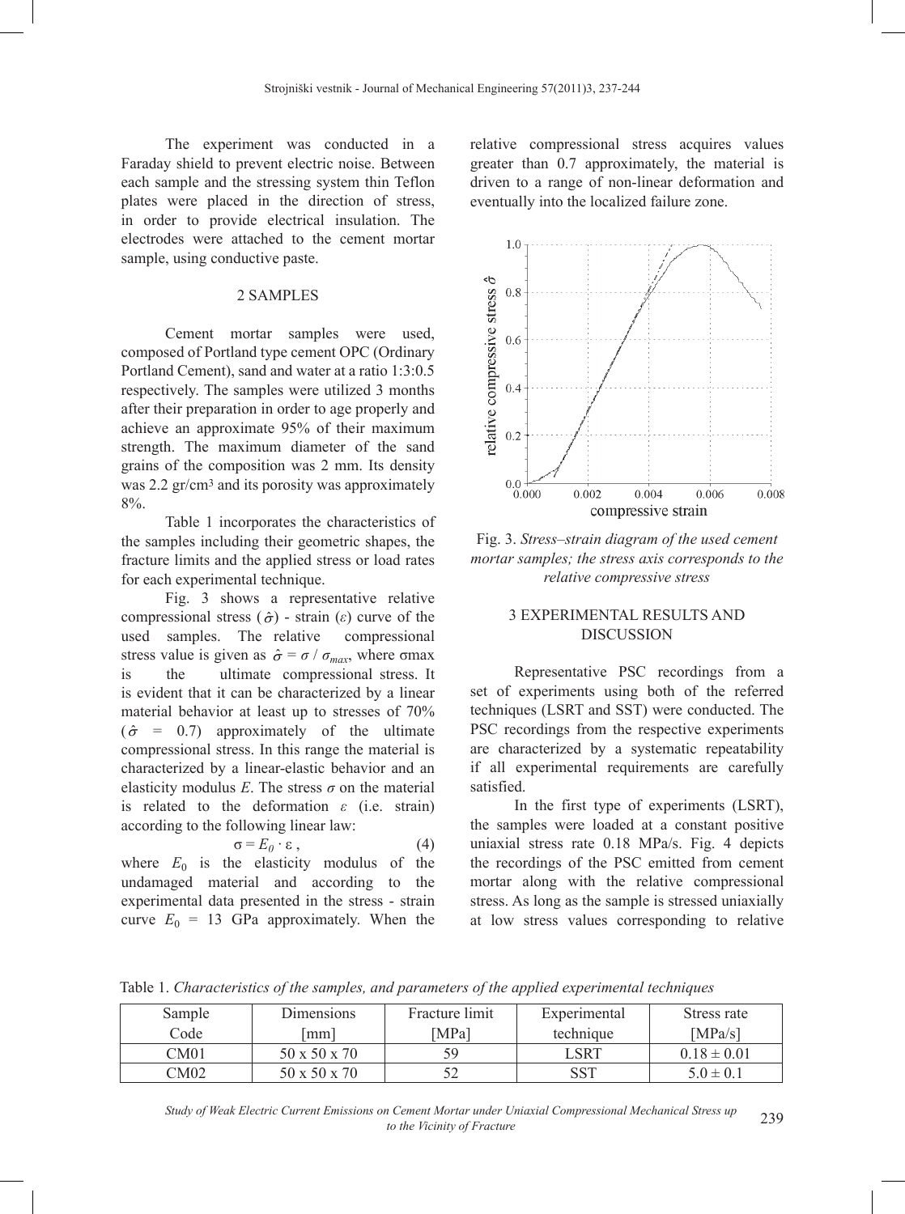The experiment was conducted in a Faraday shield to prevent electric noise. Between each sample and the stressing system thin Teflon plates were placed in the direction of stress, in order to provide electrical insulation. The electrodes were attached to the cement mortar sample, using conductive paste.

## 2 SAMPLES

Cement mortar samples were used, composed of Portland type cement OPC (Ordinary Portland Cement), sand and water at a ratio 1:3:0.5 respectively. The samples were utilized 3 months after their preparation in order to age properly and achieve an approximate 95% of their maximum strength. The maximum diameter of the sand grains of the composition was 2 mm. Its density was 2.2 gr/cm³ and its porosity was approximately 8%.

Table 1 incorporates the characteristics of the samples including their geometric shapes, the fracture limits and the applied stress or load rates for each experimental technique.

Fig. 3 shows a representative relative compressional stress ($\hat{\sigma}$) - strain ($\varepsilon$) curve of the used samples. The relative compressional stress value is given as $\hat{\sigma} = \sigma / \sigma_{max}$, where $\sigma_{max}$ is the ultimate compressional stress. It is evident that it can be characterized by a linear material behavior at least up to stresses of 70% ($\hat{\sigma} = 0.7$) approximately of the ultimate compressional stress. In this range the material is characterized by a linear-elastic behavior and an elasticity modulus $E$. The stress $\sigma$ on the material is related to the deformation $\varepsilon$ (i.e. strain) according to the following linear law:

$$\sigma = E_0 \cdot \varepsilon , \tag{4}$$

where $E_0$ is the elasticity modulus of the undamaged material and according to the experimental data presented in the stress - strain curve $E_0$ = 13 GPa approximately. When the relative compressional stress acquires values greater than 0.7 approximately, the material is driven to a range of non-linear deformation and eventually into the localized failure zone.

relative compressive stress $\hat{\sigma}$
1.0
0.8
0.6
0.4
0.2
0.0
0.000
0.002
0.004
0.006
0.008
compressive strain

Fig. 3. *Stress–strain diagram of the used cement mortar samples; the stress axis corresponds to the relative compressive stress*

## 3 EXPERIMENTAL RESULTS AND DISCUSSION

Representative PSC recordings from a set of experiments using both of the referred techniques (LSRT and SST) were conducted. The PSC recordings from the respective experiments are characterized by a systematic repeatability if all experimental requirements are carefully satisfied.

In the first type of experiments (LSRT), the samples were loaded at a constant positive uniaxial stress rate 0.18 MPa/s. Fig. 4 depicts the recordings of the PSC emitted from cement mortar along with the relative compressional stress. As long as the sample is stressed uniaxially at low stress values corresponding to relative

Table 1. *Characteristics of the samples, and parameters of the applied experimental techniques*

| Sample Code | Dimensions [mm] | Fracture limit [MPa] | Experimental technique | Stress rate [MPa/s] |
|---|---|---|---|---|
| CM01 | 50 x 50 x 70 | 59 | LSRT | 0.18 ± 0.01 |
| CM02 | 50 x 50 x 70 | 52 | SST | 5.0 ± 0.1 |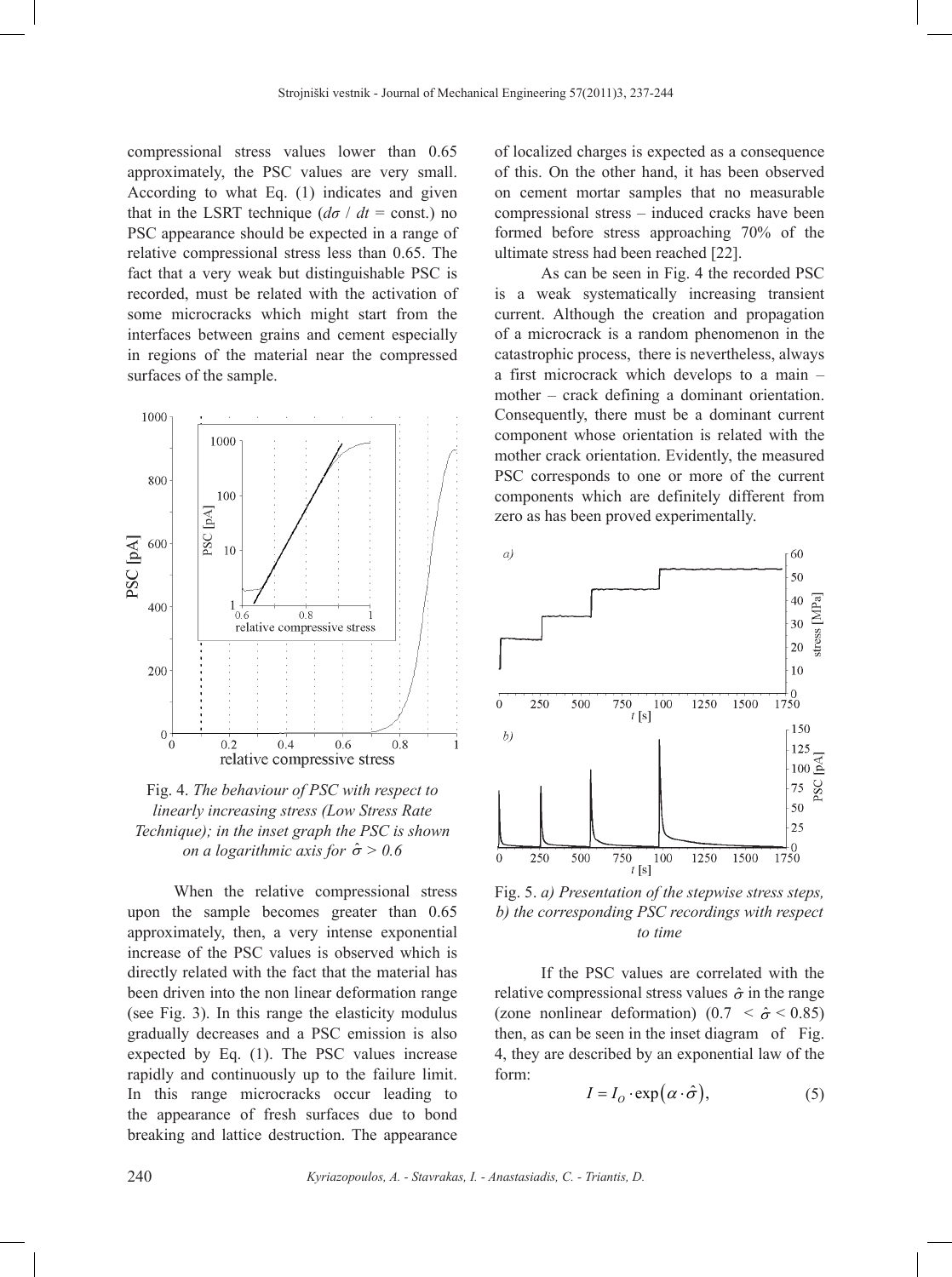compressional stress values lower than 0.65 approximately, the PSC values are very small. According to what Eq. (1) indicates and given that in the LSRT technique ($d\sigma$ / $dt$ = const.) no PSC appearance should be expected in a range of relative compressional stress less than 0.65. The fact that a very weak but distinguishable PSC is recorded, must be related with the activation of some microcracks which might start from the interfaces between grains and cement especially in regions of the material near the compressed surfaces of the sample.

PSC [pA]
1000
800
600
400
200
0
0
0.2
0.4
0.6
0.8
1
relative compressive stress

PSC [pA]
1000
100
10
1
0.6
0.8
1
relative compressive stress

Fig. 4. *The behaviour of PSC with respect to linearly increasing stress (Low Stress Rate Technique); in the inset graph the PSC is shown on a logarithmic axis for* $\hat{\sigma}$ *> 0.6*

When the relative compressional stress upon the sample becomes greater than 0.65 approximately, then, a very intense exponential increase of the PSC values is observed which is directly related with the fact that the material has been driven into the non linear deformation range (see Fig. 3). In this range the elasticity modulus gradually decreases and a PSC emission is also expected by Eq. (1). The PSC values increase rapidly and continuously up to the failure limit. In this range microcracks occur leading to the appearance of fresh surfaces due to bond breaking and lattice destruction. The appearance of localized charges is expected as a consequence of this. On the other hand, it has been observed on cement mortar samples that no measurable compressional stress – induced cracks have been formed before stress approaching 70% of the ultimate stress had been reached [22].

As can be seen in Fig. 4 the recorded PSC is a weak systematically increasing transient current. Although the creation and propagation of a microcrack is a random phenomenon in the catastrophic process, there is nevertheless, always a first microcrack which develops to a main – mother – crack defining a dominant orientation. Consequently, there must be a dominant current component whose orientation is related with the mother crack orientation. Evidently, the measured PSC corresponds to one or more of the current components which are definitely different from zero as has been proved experimentally.

a)
60
50
40
30
20
10
0
stress [MPa]
0
250
500
750
100
1250
1500
1750
$t$ [s]

b)
150
125
100
75
50
25
0
PSC [pA]
0
250
500
750
100
1250
1500
1750
$t$ [s]

Fig. 5. *a) Presentation of the stepwise stress steps, b) the corresponding PSC recordings with respect to time*

If the PSC values are correlated with the relative compressional stress values $\hat{\sigma}$ in the range (zone nonlinear deformation) ($0.7 < \hat{\sigma} < 0.85$) then, as can be seen in the inset diagram of Fig. 4, they are described by an exponential law of the form:

$$I = I_O \cdot \exp\left(\alpha \cdot \hat{\sigma}\right), \tag{5}$$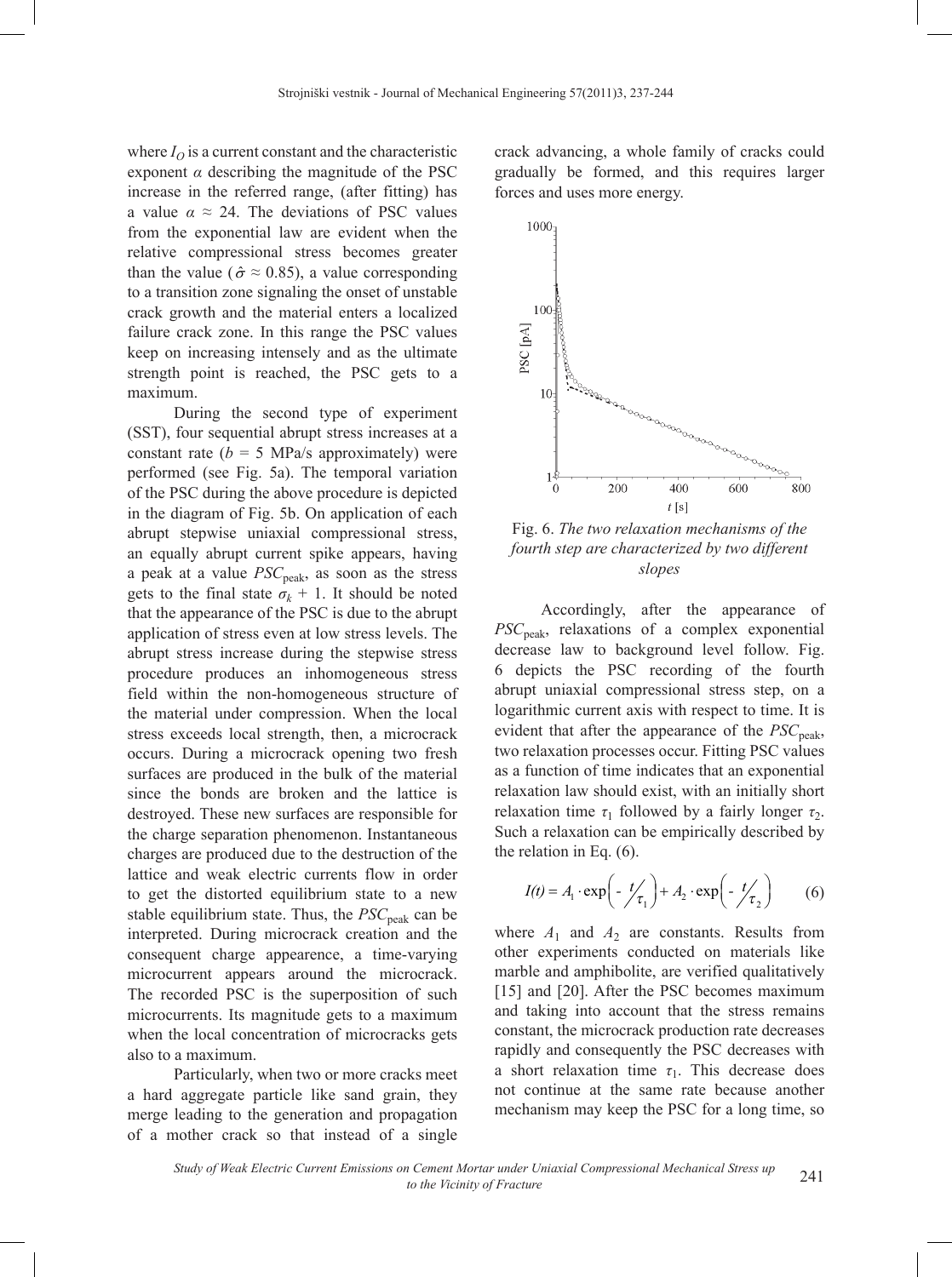where $I_O$ is a current constant and the characteristic exponent $\alpha$ describing the magnitude of the PSC increase in the referred range, (after fitting) has a value $\alpha \approx 24$. The deviations of PSC values from the exponential law are evident when the relative compressional stress becomes greater than the value ($\hat{\sigma} \approx 0.85$), a value corresponding to a transition zone signaling the onset of unstable crack growth and the material enters a localized failure crack zone. In this range the PSC values keep on increasing intensely and as the ultimate strength point is reached, the PSC gets to a maximum.

During the second type of experiment (SST), four sequential abrupt stress increases at a constant rate ($b$ = 5 MPa/s approximately) were performed (see Fig. 5a). The temporal variation of the PSC during the above procedure is depicted in the diagram of Fig. 5b. On application of each abrupt stepwise uniaxial compressional stress, an equally abrupt current spike appears, having a peak at a value $PSC_{\text{peak}}$, as soon as the stress gets to the final state $\sigma_k + 1$. It should be noted that the appearance of the PSC is due to the abrupt application of stress even at low stress levels. The abrupt stress increase during the stepwise stress procedure produces an inhomogeneous stress field within the non-homogeneous structure of the material under compression. When the local stress exceeds local strength, then, a microcrack occurs. During a microcrack opening two fresh surfaces are produced in the bulk of the material since the bonds are broken and the lattice is destroyed. These new surfaces are responsible for the charge separation phenomenon. Instantaneous charges are produced due to the destruction of the lattice and weak electric currents flow in order to get the distorted equilibrium state to a new stable equilibrium state. Thus, the $PSC_{\text{peak}}$ can be interpreted. During microcrack creation and the consequent charge appearence, a time-varying microcurrent appears around the microcrack. The recorded PSC is the superposition of such microcurrents. Its magnitude gets to a maximum when the local concentration of microcracks gets also to a maximum.

Particularly, when two or more cracks meet a hard aggregate particle like sand grain, they merge leading to the generation and propagation of a mother crack so that instead of a single crack advancing, a whole family of cracks could gradually be formed, and this requires larger forces and uses more energy.

1000
100
10
1
PSC [pA]
0
200
400
600
800
$t$ [s]

Fig. 6. *The two relaxation mechanisms of the fourth step are characterized by two different slopes*

Accordingly, after the appearance of $PSC_{\text{peak}}$, relaxations of a complex exponential decrease law to background level follow. Fig. 6 depicts the PSC recording of the fourth abrupt uniaxial compressional stress step, on a logarithmic current axis with respect to time. It is evident that after the appearance of the $PSC_{\text{peak}}$, two relaxation processes occur. Fitting PSC values as a function of time indicates that an exponential relaxation law should exist, with an initially short relaxation time $\tau_1$ followed by a fairly longer $\tau_2$. Such a relaxation can be empirically described by the relation in Eq. (6).

$$I(t) = A_1 \cdot \exp\left(-\frac{t}{\tau_1}\right) + A_2 \cdot \exp\left(-\frac{t}{\tau_2}\right) \qquad (6)$$

where $A_1$ and $A_2$ are constants. Results from other experiments conducted on materials like marble and amphibolite, are verified qualitatively [15] and [20]. After the PSC becomes maximum and taking into account that the stress remains constant, the microcrack production rate decreases rapidly and consequently the PSC decreases with a short relaxation time $\tau_1$. This decrease does not continue at the same rate because another mechanism may keep the PSC for a long time, so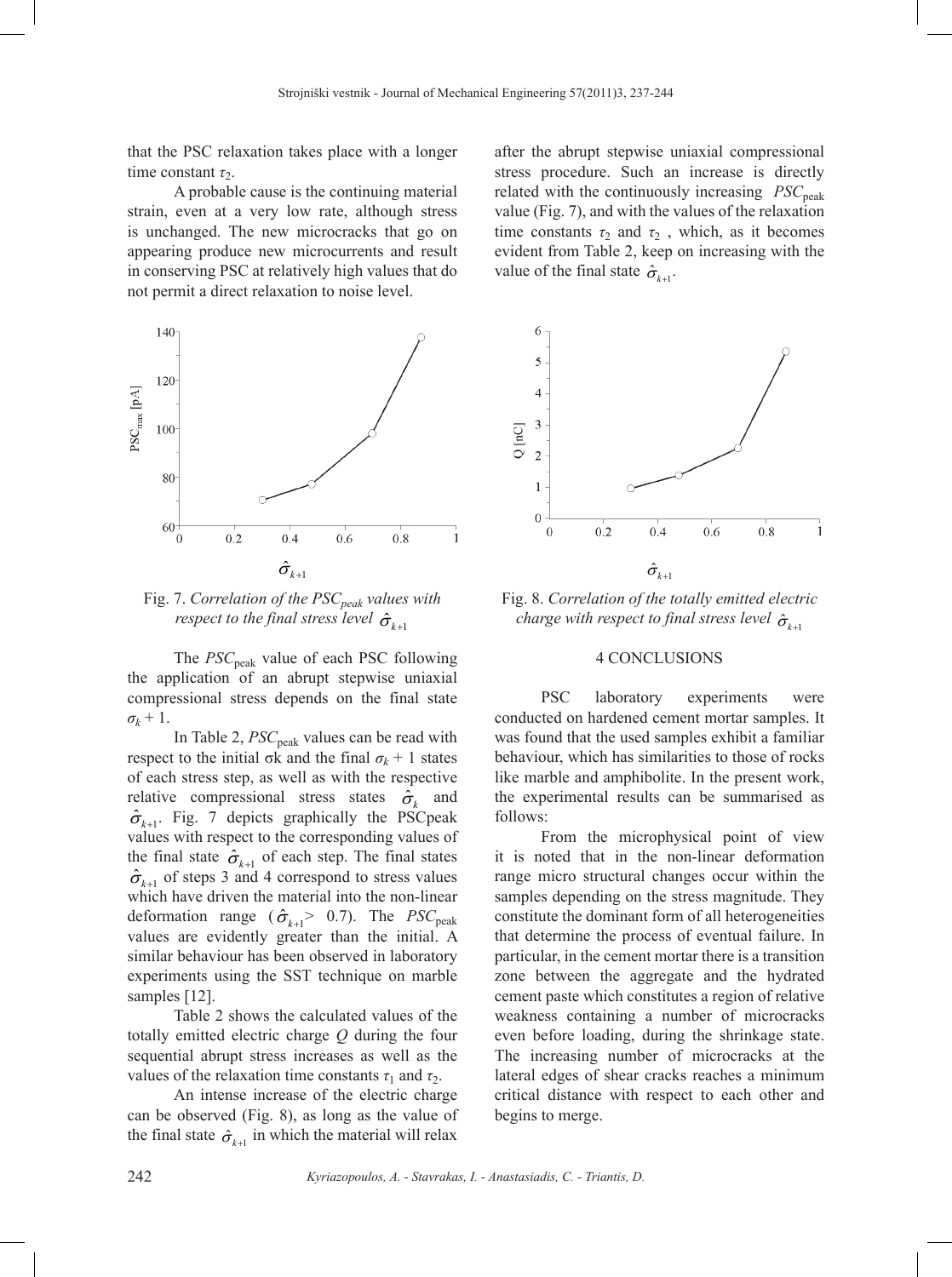that the PSC relaxation takes place with a longer time constant $\tau_2$.

A probable cause is the continuing material strain, even at a very low rate, although stress is unchanged. The new microcracks that go on appearing produce new microcurrents and result in conserving PSC at relatively high values that do not permit a direct relaxation to noise level.

140
120
100
80
60
$PSC_{max}$ [pA]
0
0.2
0.4
0.6
0.8
1
$\hat{\sigma}_{k+1}$

Fig. 7. *Correlation of the $PSC_{peak}$ values with respect to the final stress level* $\hat{\sigma}_{k+1}$

The $PSC_{peak}$ value of each PSC following the application of an abrupt stepwise uniaxial compressional stress depends on the final state $\sigma_k + 1$.

In Table 2, $PSC_{peak}$ values can be read with respect to the initial σk and the final $\sigma_k + 1$ states of each stress step, as well as with the respective relative compressional stress states $\hat{\sigma}_k$ and $\hat{\sigma}_{k+1}$. Fig. 7 depicts graphically the PSCpeak values with respect to the corresponding values of the final state $\hat{\sigma}_{k+1}$ of each step. The final states $\hat{\sigma}_{k+1}$ of steps 3 and 4 correspond to stress values which have driven the material into the non-linear deformation range ($\hat{\sigma}_{k+1} > 0.7$). The $PSC_{peak}$ values are evidently greater than the initial. A similar behaviour has been observed in laboratory experiments using the SST technique on marble samples [12].

Table 2 shows the calculated values of the totally emitted electric charge $Q$ during the four sequential abrupt stress increases as well as the values of the relaxation time constants $\tau_1$ and $\tau_2$.

An intense increase of the electric charge can be observed (Fig. 8), as long as the value of the final state $\hat{\sigma}_{k+1}$ in which the material will relax after the abrupt stepwise uniaxial compressional stress procedure. Such an increase is directly related with the continuously increasing $PSC_{peak}$ value (Fig. 7), and with the values of the relaxation time constants $\tau_2$ and $\tau_2$ , which, as it becomes evident from Table 2, keep on increasing with the value of the final state $\hat{\sigma}_{k+1}$.

6
5
4
3
2
1
0
Q [nC]
0
0.2
0.4
0.6
0.8
1
$\hat{\sigma}_{k+1}$

Fig. 8. *Correlation of the totally emitted electric charge with respect to final stress level* $\hat{\sigma}_{k+1}$

## 4 CONCLUSIONS

PSC laboratory experiments were conducted on hardened cement mortar samples. It was found that the used samples exhibit a familiar behaviour, which has similarities to those of rocks like marble and amphibolite. In the present work, the experimental results can be summarised as follows:

From the microphysical point of view it is noted that in the non-linear deformation range micro structural changes occur within the samples depending on the stress magnitude. They constitute the dominant form of all heterogeneities that determine the process of eventual failure. In particular, in the cement mortar there is a transition zone between the aggregate and the hydrated cement paste which constitutes a region of relative weakness containing a number of microcracks even before loading, during the shrinkage state. The increasing number of microcracks at the lateral edges of shear cracks reaches a minimum critical distance with respect to each other and begins to merge.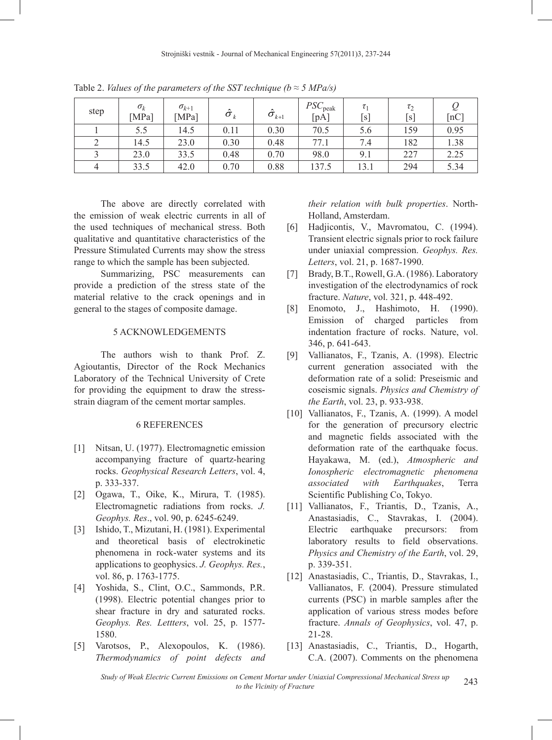Table 2. *Values of the parameters of the SST technique (b ≈ 5 MPa/s)*

| step | $\sigma_k$ [MPa] | $\sigma_{k+1}$ [MPa] | $\hat{\sigma}_k$ | $\hat{\sigma}_{k+1}$ | $PSC_{\text{peak}}$ [pA] | $\tau_1$ [s] | $\tau_2$ [s] | $Q$ [nC] |
|---|---|---|---|---|---|---|---|---|
| 1 | 5.5 | 14.5 | 0.11 | 0.30 | 70.5 | 5.6 | 159 | 0.95 |
| 2 | 14.5 | 23.0 | 0.30 | 0.48 | 77.1 | 7.4 | 182 | 1.38 |
| 3 | 23.0 | 33.5 | 0.48 | 0.70 | 98.0 | 9.1 | 227 | 2.25 |
| 4 | 33.5 | 42.0 | 0.70 | 0.88 | 137.5 | 13.1 | 294 | 5.34 |

The above are directly correlated with the emission of weak electric currents in all of the used techniques of mechanical stress. Both qualitative and quantitative characteristics of the Pressure Stimulated Currents may show the stress range to which the sample has been subjected.

Summarizing, PSC measurements can provide a prediction of the stress state of the material relative to the crack openings and in general to the stages of composite damage.

## 5 ACKNOWLEDGEMENTS

The authors wish to thank Prof. Z. Agioutantis, Director of the Rock Mechanics Laboratory of the Technical University of Crete for providing the equipment to draw the stress-strain diagram of the cement mortar samples.

## 6 REFERENCES

[1] Nitsan, U. (1977). Electromagnetic emission accompanying fracture of quartz-hearing rocks. *Geophysical Research Letters*, vol. 4, p. 333-337.

[2] Ogawa, T., Oike, K., Mirura, T. (1985). Electromagnetic radiations from rocks. *J. Geophys. Res*., vol. 90, p. 6245-6249.

[3] Ishido, T., Mizutani, H. (1981). Experimental and theoretical basis of electrokinetic phenomena in rock-water systems and its applications to geophysics. *J. Geophys. Res.*, vol. 86, p. 1763-1775.

[4] Yoshida, S., Clint, O.C., Sammonds, P.R. (1998). Electric potential changes prior to shear fracture in dry and saturated rocks. *Geophys. Res. Lettters*, vol. 25, p. 1577-1580.

[5] Varotsos, P., Alexopoulos, K. (1986). *Thermodynamics of point defects and their relation with bulk properties*. North-Holland, Amsterdam.

[6] Hadjicontis, V., Mavromatou, C. (1994). Transient electric signals prior to rock failure under uniaxial compression. *Geophys. Res. Letters*, vol. 21, p. 1687-1990.

[7] Brady, B.T., Rowell, G.A. (1986). Laboratory investigation of the electrodynamics of rock fracture. *Nature*, vol. 321, p. 448-492.

[8] Enomoto, J., Hashimoto, H. (1990). Emission of charged particles from indentation fracture of rocks. Nature, vol. 346, p. 641-643.

[9] Vallianatos, F., Tzanis, A. (1998). Electric current generation associated with the deformation rate of a solid: Preseismic and coseismic signals. *Physics and Chemistry of the Earth*, vol. 23, p. 933-938.

[10] Vallianatos, F., Tzanis, A. (1999). A model for the generation of precursory electric and magnetic fields associated with the deformation rate of the earthquake focus. Hayakawa, M. (ed.), *Atmospheric and Ionospheric electromagnetic phenomena associated with Earthquakes*, Terra Scientific Publishing Co, Tokyo.

[11] Vallianatos, F., Triantis, D., Tzanis, A., Anastasiadis, C., Stavrakas, I. (2004). Electric earthquake precursors: from laboratory results to field observations. *Physics and Chemistry of the Earth*, vol. 29, p. 339-351.

[12] Anastasiadis, C., Triantis, D., Stavrakas, I., Vallianatos, F. (2004). Pressure stimulated currents (PSC) in marble samples after the application of various stress modes before fracture. *Annals of Geophysics*, vol. 47, p. 21-28.

[13] Anastasiadis, C., Triantis, D., Hogarth, C.A. (2007). Comments on the phenomena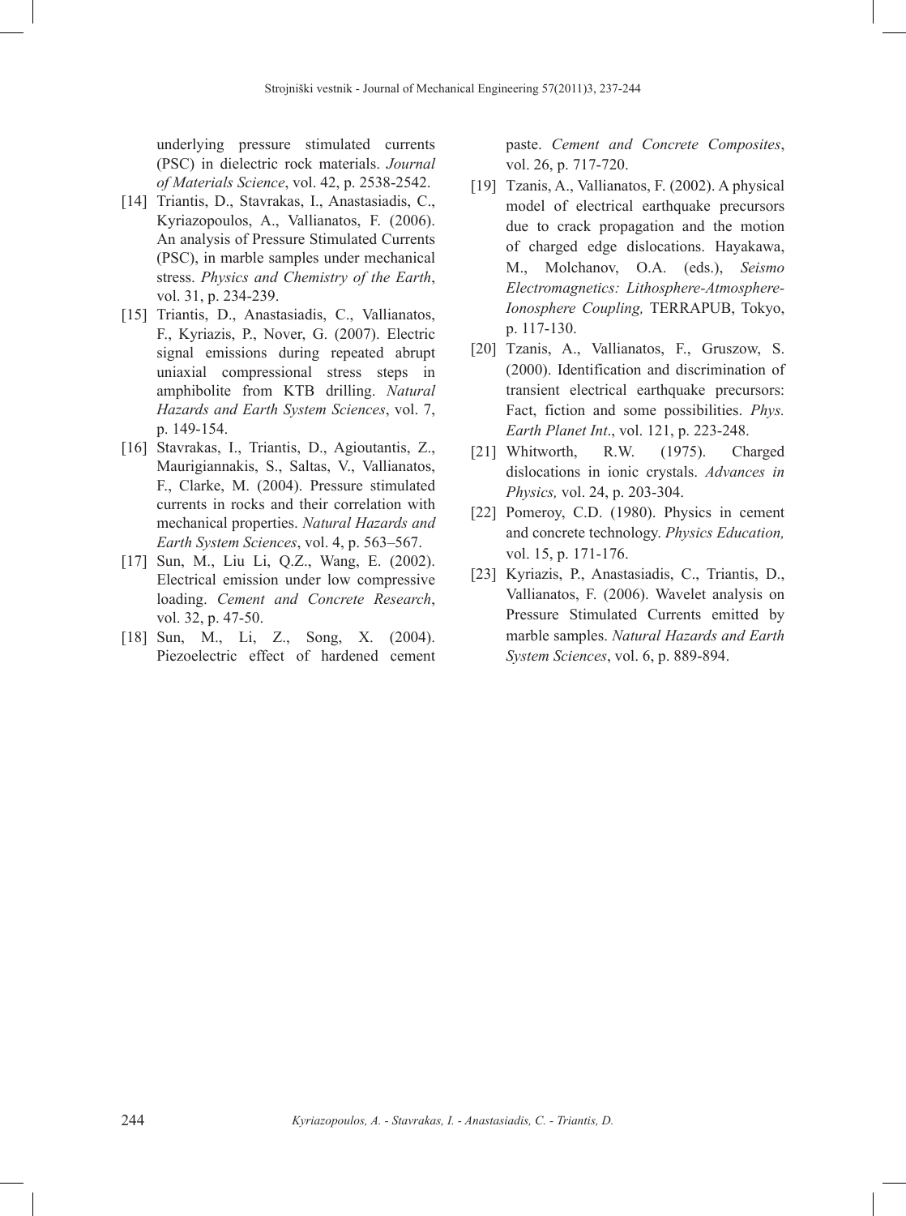underlying pressure stimulated currents (PSC) in dielectric rock materials. *Journal of Materials Science*, vol. 42, p. 2538-2542.

[14] Triantis, D., Stavrakas, I., Anastasiadis, C., Kyriazopoulos, A., Vallianatos, F. (2006). An analysis of Pressure Stimulated Currents (PSC), in marble samples under mechanical stress. *Physics and Chemistry of the Earth*, vol. 31, p. 234-239.

[15] Triantis, D., Anastasiadis, C., Vallianatos, F., Kyriazis, P., Nover, G. (2007). Electric signal emissions during repeated abrupt uniaxial compressional stress steps in amphibolite from KTB drilling. *Natural Hazards and Earth System Sciences*, vol. 7, p. 149-154.

[16] Stavrakas, I., Triantis, D., Agioutantis, Z., Maurigiannakis, S., Saltas, V., Vallianatos, F., Clarke, M. (2004). Pressure stimulated currents in rocks and their correlation with mechanical properties. *Natural Hazards and Earth System Sciences*, vol. 4, p. 563–567.

[17] Sun, M., Liu Li, Q.Z., Wang, E. (2002). Electrical emission under low compressive loading. *Cement and Concrete Research*, vol. 32, p. 47-50.

[18] Sun, M., Li, Z., Song, X. (2004). Piezoelectric effect of hardened cement paste. *Cement and Concrete Composites*, vol. 26, p. 717-720.

[19] Tzanis, A., Vallianatos, F. (2002). A physical model of electrical earthquake precursors due to crack propagation and the motion of charged edge dislocations. Hayakawa, M., Molchanov, O.A. (eds.), *Seismo Electromagnetics: Lithosphere-Atmosphere-Ionosphere Coupling,* TERRAPUB, Tokyo, p. 117-130.

[20] Tzanis, A., Vallianatos, F., Gruszow, S. (2000). Identification and discrimination of transient electrical earthquake precursors: Fact, fiction and some possibilities. *Phys. Earth Planet Int*., vol. 121, p. 223-248.

[21] Whitworth, R.W. (1975). Charged dislocations in ionic crystals. *Advances in Physics,* vol. 24, p. 203-304.

[22] Pomeroy, C.D. (1980). Physics in cement and concrete technology. *Physics Education,* vol. 15, p. 171-176.

[23] Kyriazis, P., Anastasiadis, C., Triantis, D., Vallianatos, F. (2006). Wavelet analysis on Pressure Stimulated Currents emitted by marble samples. *Natural Hazards and Earth System Sciences*, vol. 6, p. 889-894.